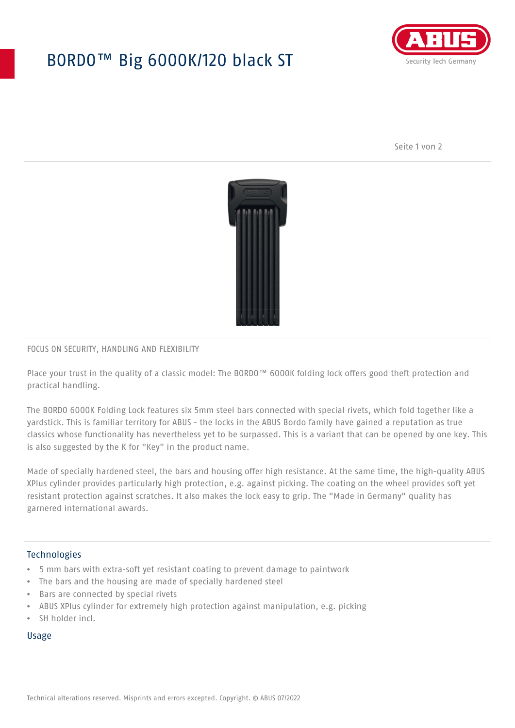# BORDO™ Big 6000K/120 black ST

FOCUS ON SECURITY, HANDLING AND FLEXIBILITY

Place your trust in the quality of a classic model: The BORDO™ 6000K folding lock offers good theft protection and practical handling.

The BORDO 6000K Folding Lock features six 5mm steel bars connected with special rivets, which fold together like a yardstick. This is familiar territory for ABUS - the locks in the ABUS Bordo family have gained a reputation as true classics whose functionality has nevertheless yet to be surpassed. This is a variant that can be opened by one key. This is also suggested by the K for "Key" in the product name.

Made of specially hardened steel, the bars and housing offer high resistance. At the same time, the high-quality ABUS XPlus cylinder provides particularly high protection, e.g. against picking. The coating on the wheel provides soft yet resistant protection against scratches. It also makes the lock easy to grip. The "Made in Germany" quality has garnered international awards.

## Technologies

- 5 mm bars with extra-soft yet resistant coating to prevent damage to paintwork
- The bars and the housing are made of specially hardened steel
- Bars are connected by special rivets
- ABUS XPlus cylinder for extremely high protection against manipulation, e.g. picking
- SH holder incl.

## Usage

Technical alterations reserved. Misprints and errors excepted. Copyright. © ABUS 07/2022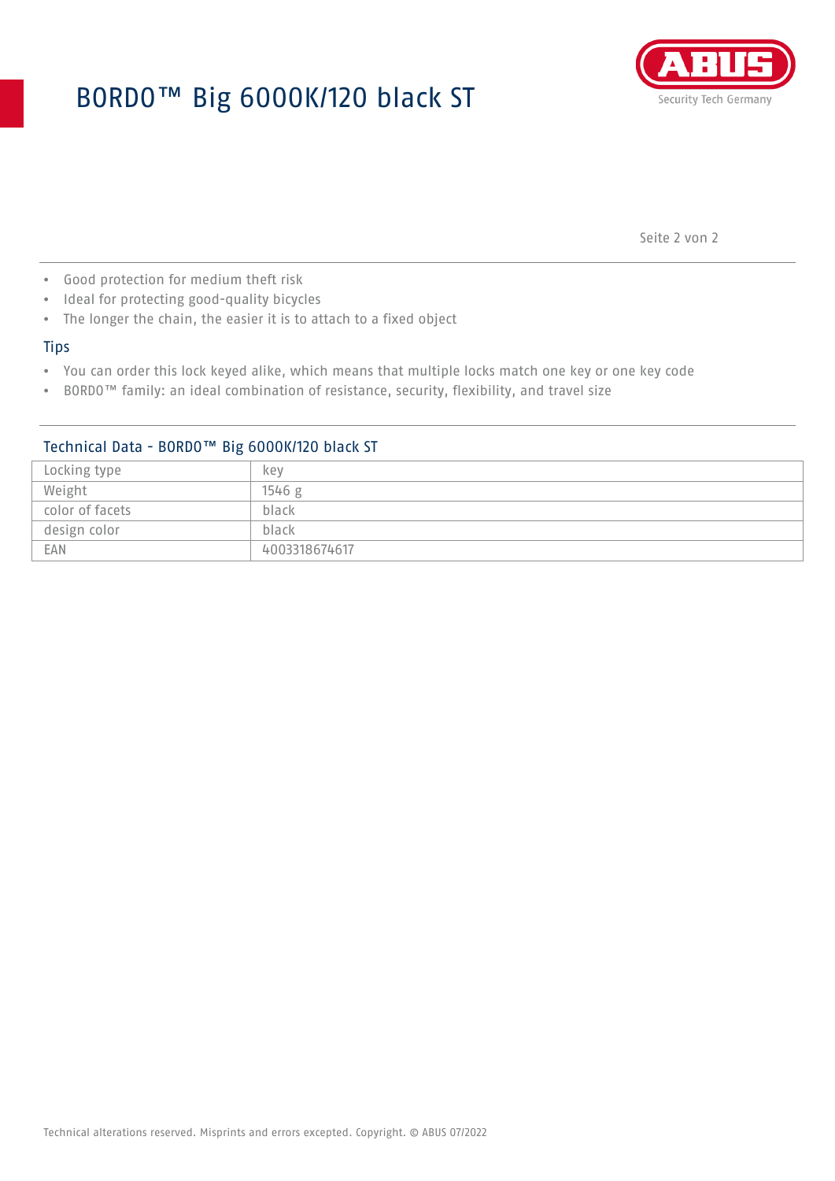- Good protection for medium theft risk
- Ideal for protecting good-quality bicycles
- The longer the chain, the easier it is to attach to a fixed object

## Tips

- You can order this lock keyed alike, which means that multiple locks match one key or one key code
- BORDO™ family: an ideal combination of resistance, security, flexibility, and travel size

## Technical Data - BORDO™ Big 6000K/120 black ST

| | |
|---|---|
| Locking type | key |
| Weight | 1546 g |
| color of facets | black |
| design color | black |
| EAN | 4003318674617 |

Technical alterations reserved. Misprints and errors excepted. Copyright. © ABUS 07/2022